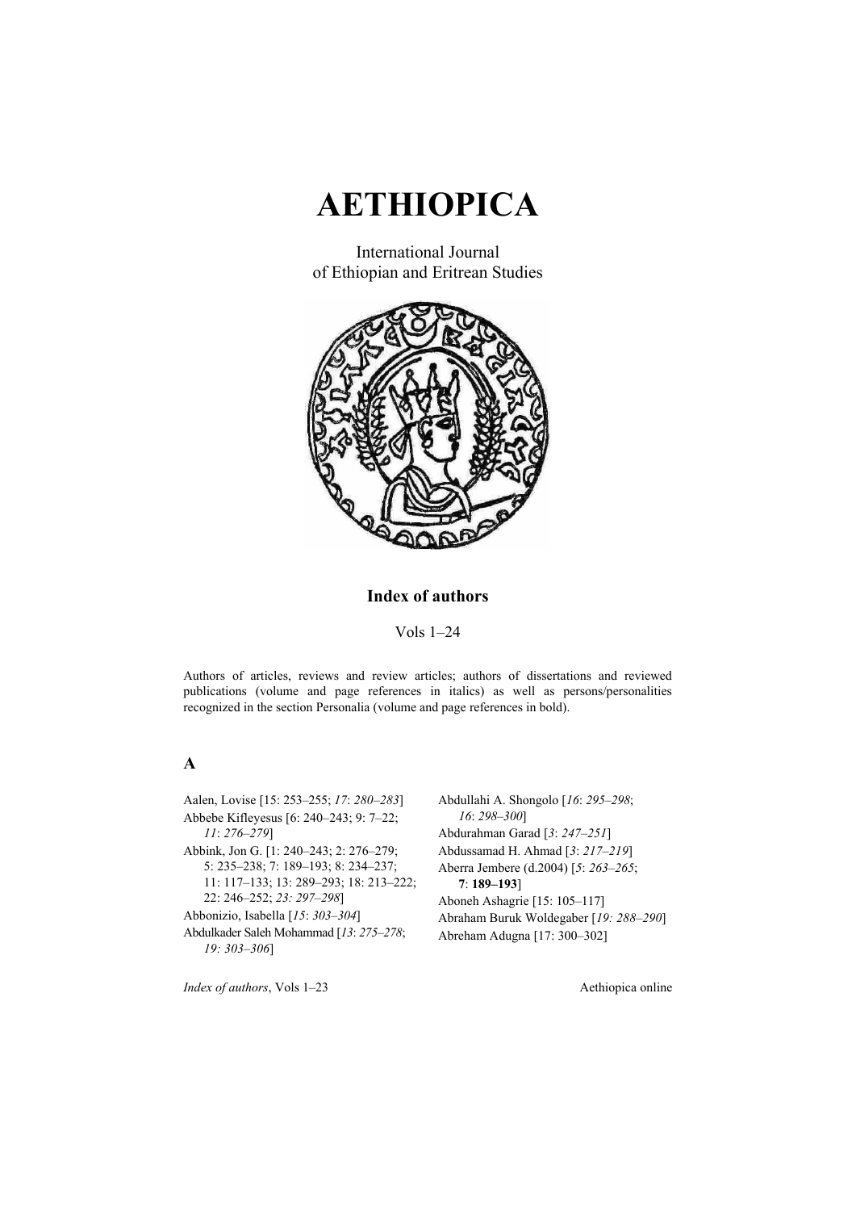# AETHIOPICA

International Journal
of Ethiopian and Eritrean Studies

## Index of authors

Vols 1–24

Authors of articles, reviews and review articles; authors of dissertations and reviewed publications (volume and page references in italics) as well as persons/personalities recognized in the section Personalia (volume and page references in bold).

### A

Aalen, Lovise [15: 253–255; *17*: *280–283*]

Abbebe Kifleyesus [6: 240–243; 9: 7–22; *11*: *276–279*]

Abbink, Jon G. [1: 240–243; 2: 276–279; 5: 235–238; 7: 189–193; 8: 234–237; 11: 117–133; 13: 289–293; 18: 213–222; 22: 246–252; *23: 297–298*]

Abbonizio, Isabella [*15*: *303–304*]

Abdulkader Saleh Mohammad [*13*: *275–278*; *19: 303–306*]

Abdullahi A. Shongolo [*16*: *295–298*; *16*: *298–300*]

Abdurahman Garad [*3*: *247–251*]

Abdussamad H. Ahmad [*3*: *217–219*]

Aberra Jembere (d.2004) [*5*: *263–265*; **7**: **189–193**]

Aboneh Ashagrie [15: 105–117]

Abraham Buruk Woldegaber [*19: 288–290*]

Abreham Adugna [17: 300–302]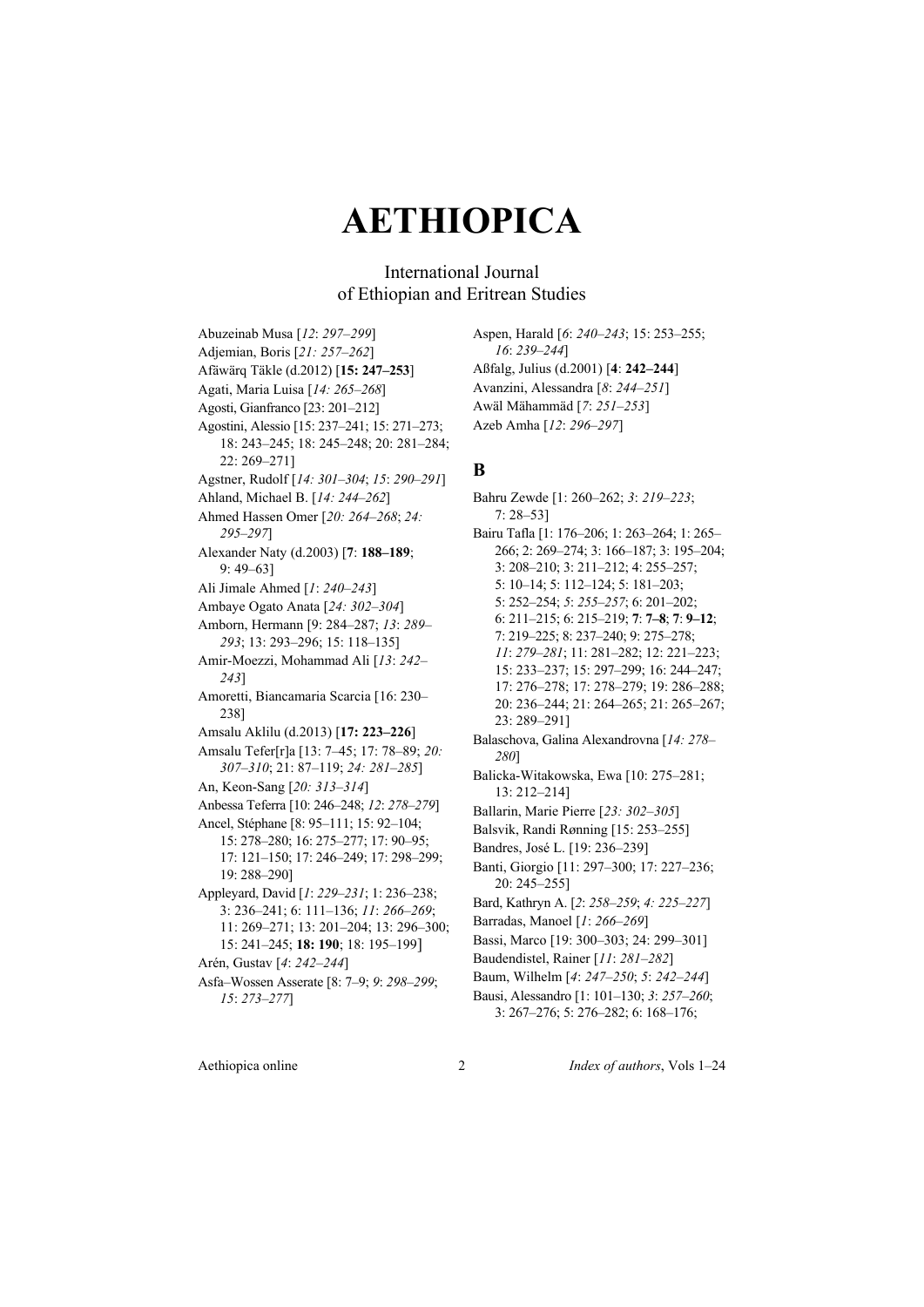# AETHIOPICA

International Journal
of Ethiopian and Eritrean Studies

Abuzeinab Musa [*12*: *297–299*]
Adjemian, Boris [*21: 257–262*]
Afäwärq Täkle (d.2012) [**15: 247–253**]
Agati, Maria Luisa [*14: 265–268*]
Agosti, Gianfranco [23: 201–212]
Agostini, Alessio [15: 237–241; 15: 271–273; 18: 243–245; 18: 245–248; 20: 281–284; 22: 269–271]
Agstner, Rudolf [*14: 301–304*; *15*: *290–291*]
Ahland, Michael B. [*14: 244–262*]
Ahmed Hassen Omer [*20: 264–268*; *24: 295–297*]
Alexander Naty (d.2003) [**7**: **188–189**; 9: 49–63]
Ali Jimale Ahmed [*1*: *240–243*]
Ambaye Ogato Anata [*24: 302–304*]
Amborn, Hermann [9: 284–287; *13*: *289–293*; 13: 293–296; 15: 118–135]
Amir-Moezzi, Mohammad Ali [*13*: *242–243*]
Amoretti, Biancamaria Scarcia [16: 230–238]
Amsalu Aklilu (d.2013) [**17: 223–226**]
Amsalu Tefer[r]a [13: 7–45; 17: 78–89; *20: 307–310*; 21: 87–119; *24: 281–285*]
An, Keon-Sang [*20: 313–314*]
Anbessa Teferra [10: 246–248; *12*: *278–279*]
Ancel, Stéphane [8: 95–111; 15: 92–104; 15: 278–280; 16: 275–277; 17: 90–95; 17: 121–150; 17: 246–249; 17: 298–299; 19: 288–290]
Appleyard, David [*1*: *229–231*; 1: 236–238; 3: 236–241; 6: 111–136; *11*: *266–269*; 11: 269–271; 13: 201–204; 13: 296–300; 15: 241–245; **18: 190**; 18: 195–199]
Arén, Gustav [*4*: *242–244*]
Asfa–Wossen Asserate [8: 7–9; *9*: *298–299*; *15*: *273–277*]
Aspen, Harald [*6*: *240–243*; 15: 253–255; *16*: *239–244*]
Aßfalg, Julius (d.2001) [**4**: **242–244**]
Avanzini, Alessandra [*8*: *244–251*]
Awäl Mähammäd [*7*: *251–253*]
Azeb Amha [*12*: *296–297*]

## B

Bahru Zewde [1: 260–262; *3*: *219–223*; 7: 28–53]
Bairu Tafla [1: 176–206; 1: 263–264; 1: 265–266; 2: 269–274; 3: 166–187; 3: 195–204; 3: 208–210; 3: 211–212; 4: 255–257; 5: 10–14; 5: 112–124; 5: 181–203; 5: 252–254; *5*: *255–257*; 6: 201–202; 6: 211–215; 6: 215–219; **7**: **7–8**; **7**: **9–12**; 7: 219–225; 8: 237–240; 9: 275–278; *11*: *279–281*; 11: 281–282; 12: 221–223; 15: 233–237; 15: 297–299; 16: 244–247; 17: 276–278; 17: 278–279; 19: 286–288; 20: 236–244; 21: 264–265; 21: 265–267; 23: 289–291]
Balaschova, Galina Alexandrovna [*14: 278–280*]
Balicka-Witakowska, Ewa [10: 275–281; 13: 212–214]
Ballarin, Marie Pierre [*23: 302–305*]
Balsvik, Randi Rønning [15: 253–255]
Bandres, José L. [19: 236–239]
Banti, Giorgio [11: 297–300; 17: 227–236; 20: 245–255]
Bard, Kathryn A. [*2*: *258–259*; *4: 225–227*]
Barradas, Manoel [*1*: *266–269*]
Bassi, Marco [19: 300–303; 24: 299–301]
Baudendistel, Rainer [*11*: *281–282*]
Baum, Wilhelm [*4*: *247–250*; *5*: *242–244*]
Bausi, Alessandro [1: 101–130; *3*: *257–260*; 3: 267–276; 5: 276–282; 6: 168–176;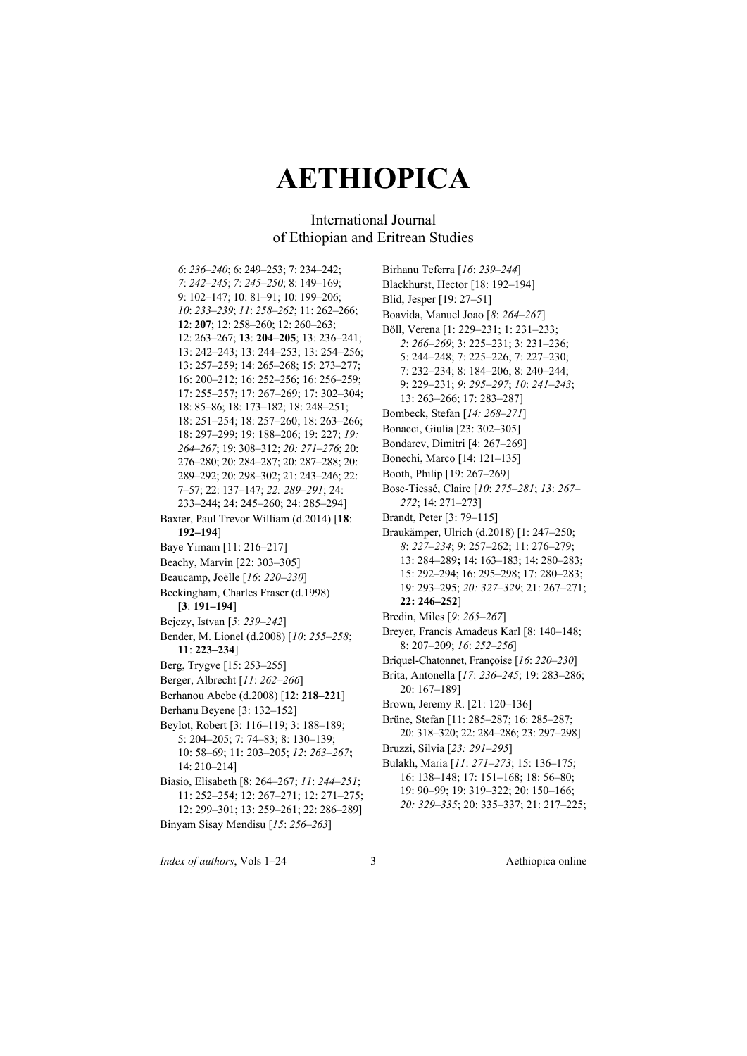# AETHIOPICA

International Journal
of Ethiopian and Eritrean Studies

*6*: *236–240*; 6: 249–253; 7: 234–242; *7*: *242–245*; *7*: *245–250*; 8: 149–169; 9: 102–147; 10: 81–91; 10: 199–206; *10*: *233–239*; *11*: *258–262*; 11: 262–266; **12**: **207**; 12: 258–260; 12: 260–263; 12: 263–267; **13**: **204–205**; 13: 236–241; 13: 242–243; 13: 244–253; 13: 254–256; 13: 257–259; 14: 265–268; 15: 273–277; 16: 200–212; 16: 252–256; 16: 256–259; 17: 255–257; 17: 267–269; 17: 302–304; 18: 85–86; 18: 173–182; 18: 248–251; 18: 251–254; 18: 257–260; 18: 263–266; 18: 297–299; 19: 188–206; 19: 227; *19: 264–267*; 19: 308–312; *20: 271–276*; 20: 276–280; 20: 284–287; 20: 287–288; 20: 289–292; 20: 298–302; 21: 243–246; 22: 7–57; 22: 137–147; *22: 289–291*; 24: 233–244; 24: 245–260; 24: 285–294]

Baxter, Paul Trevor William (d.2014) [**18**: **192–194**]

Baye Yimam [11: 216–217]

Beachy, Marvin [22: 303–305]

Beaucamp, Joëlle [*16*: *220–230*]

Beckingham, Charles Fraser (d.1998) [**3**: **191–194**]

Bejczy, Istvan [*5*: *239–242*]

Bender, M. Lionel (d.2008) [*10*: *255–258*; **11**: **223–234**]

Berg, Trygve [15: 253–255]

Berger, Albrecht [*11*: *262–266*]

Berhanou Abebe (d.2008) [**12**: **218–221**]

Berhanu Beyene [3: 132–152]

Beylot, Robert [3: 116–119; 3: 188–189; 5: 204–205; 7: 74–83; 8: 130–139; 10: 58–69; 11: 203–205; *12*: *263–267*; 14: 210–214]

Biasio, Elisabeth [8: 264–267; *11*: *244–251*; 11: 252–254; 12: 267–271; 12: 271–275; 12: 299–301; 13: 259–261; 22: 286–289]

Binyam Sisay Mendisu [*15*: *256–263*]

Birhanu Teferra [*16*: *239–244*]

Blackhurst, Hector [18: 192–194]

Blid, Jesper [19: 27–51]

Boavida, Manuel Joao [*8*: *264–267*]

Böll, Verena [1: 229–231; 1: 231–233; *2*: *266–269*; 3: 225–231; 3: 231–236; 5: 244–248; 7: 225–226; 7: 227–230; 7: 232–234; 8: 184–206; 8: 240–244; 9: 229–231; *9*: *295–297*; *10*: *241–243*; 13: 263–266; 17: 283–287]

Bombeck, Stefan [*14: 268–271*]

Bonacci, Giulia [23: 302–305]

Bondarev, Dimitri [4: 267–269]

Bonechi, Marco [14: 121–135]

Booth, Philip [19: 267–269]

Bosc-Tiessé, Claire [*10*: *275–281*; *13*: *267–272*; 14: 271–273]

Brandt, Peter [3: 79–115]

Braukämper, Ulrich (d.2018) [1: 247–250; *8*: *227–234*; 9: 257–262; 11: 276–279; 13: 284–289**;** 14: 163–183; 14: 280–283; 15: 292–294; 16: 295–298; 17: 280–283; 19: 293–295; *20: 327–329*; 21: 267–271; **22: 246–252**]

Bredin, Miles [*9*: *265–267*]

Breyer, Francis Amadeus Karl [8: 140–148; 8: 207–209; *16*: *252–256*]

Briquel-Chatonnet, Françoise [*16*: *220–230*]

Brita, Antonella [*17*: *236–245*; 19: 283–286; 20: 167–189]

Brown, Jeremy R. [21: 120–136]

Brüne, Stefan [11: 285–287; 16: 285–287; 20: 318–320; 22: 284–286; 23: 297–298]

Bruzzi, Silvia [*23: 291–295*]

Bulakh, Maria [*11*: *271–273*; 15: 136–175; 16: 138–148; 17: 151–168; 18: 56–80; 19: 90–99; 19: 319–322; 20: 150–166; *20: 329–335*; 20: 335–337; 21: 217–225;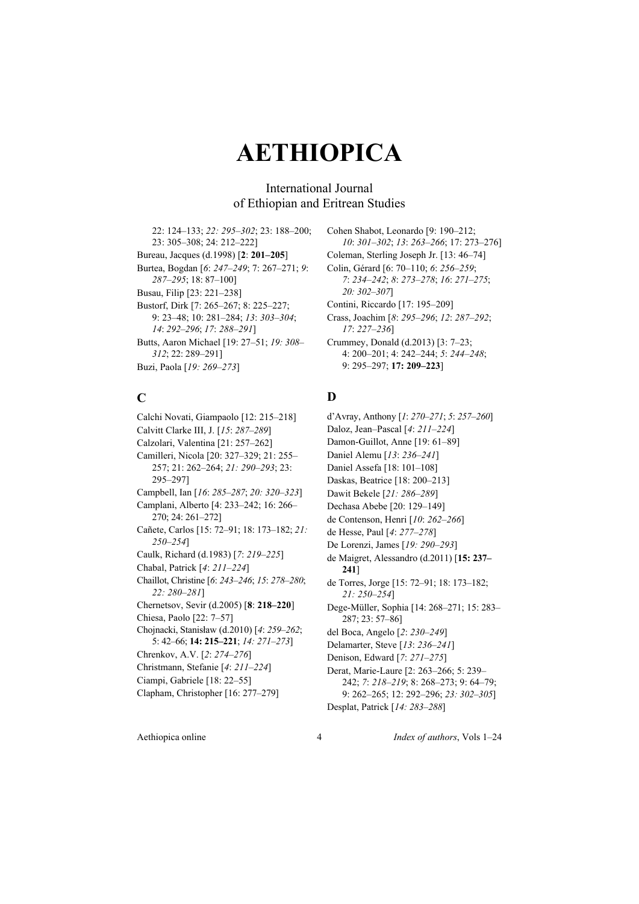# AETHIOPICA

International Journal
of Ethiopian and Eritrean Studies

22: 124–133; *22: 295–302*; 23: 188–200; 23: 305–308; 24: 212–222]

Bureau, Jacques (d.1998) [**2**: **201–205**]

Burtea, Bogdan [*6*: *247–249*; 7: 267–271; *9*: *287–295*; 18: 87–100]

Busau, Filip [23: 221–238]

Bustorf, Dirk [7: 265–267; 8: 225–227; 9: 23–48; 10: 281–284; *13*: *303–304*; *14*: *292–296*; *17*: *288–291*]

Butts, Aaron Michael [19: 27–51; *19: 308–312*; 22: 289–291]

Buzi, Paola [*19: 269–273*]

## C

Calchi Novati, Giampaolo [12: 215–218]

Calvitt Clarke III, J. [*15*: *287–289*]

Calzolari, Valentina [21: 257–262]

Camilleri, Nicola [20: 327–329; 21: 255–257; 21: 262–264; *21: 290–293*; 23: 295–297]

Campbell, Ian [*16*: *285–287*; *20: 320–323*]

Camplani, Alberto [4: 233–242; 16: 266–270; 24: 261–272]

Cañete, Carlos [15: 72–91; 18: 173–182; *21: 250–254*]

Caulk, Richard (d.1983) [*7*: *219–225*]

Chabal, Patrick [*4*: *211–224*]

Chaillot, Christine [*6*: *243–246*; *15*: *278–280*; *22: 280–281*]

Chernetsov, Sevir (d.2005) [**8**: **218–220**]

Chiesa, Paolo [22: 7–57]

Chojnacki, Stanisław (d.2010) [*4*: *259–262*; 5: 42–66; **14: 215–221**; *14: 271–273*]

Chrenkov, A.V. [*2*: *274–276*]

Christmann, Stefanie [*4*: *211–224*]

Ciampi, Gabriele [18: 22–55]

Clapham, Christopher [16: 277–279]

Cohen Shabot, Leonardo [9: 190–212; *10*: *301–302*; *13*: *263–266*; 17: 273–276]

Coleman, Sterling Joseph Jr. [13: 46–74]

Colin, Gérard [6: 70–110; *6*: *256–259*; *7*: *234–242*; *8*: *273–278*; *16*: *271–275*; *20: 302–307*]

Contini, Riccardo [17: 195–209]

Crass, Joachim [*8*: *295–296*; *12*: *287–292*; *17*: *227–236*]

Crummey, Donald (d.2013) [3: 7–23; 4: 200–201; 4: 242–244; *5*: *244–248*; 9: 295–297; **17: 209–223**]

## D

d'Avray, Anthony [*1*: *270–271*; *5*: *257–260*]

Daloz, Jean–Pascal [*4*: *211–224*]

Damon-Guillot, Anne [19: 61–89]

Daniel Alemu [*13*: *236–241*]

Daniel Assefa [18: 101–108]

Daskas, Beatrice [18: 200–213]

Dawit Bekele [*21: 286–289*]

Dechasa Abebe [20: 129–149]

de Contenson, Henri [*10*: *262–266*]

de Hesse, Paul [*4*: *277–278*]

De Lorenzi, James [*19: 290–293*]

de Maigret, Alessandro (d.2011) [**15: 237–241**]

de Torres, Jorge [15: 72–91; 18: 173–182; *21: 250–254*]

Dege-Müller, Sophia [14: 268–271; 15: 283–287; 23: 57–86]

del Boca, Angelo [*2*: *230–249*]

Delamarter, Steve [*13*: *236–241*]

Denison, Edward [*7*: *271–275*]

Derat, Marie-Laure [2: 263–266; 5: 239–242; *7*: *218–219*; 8: 268–273; 9: 64–79; 9: 262–265; 12: 292–296; *23: 302–305*]

Desplat, Patrick [*14*: *283–288*]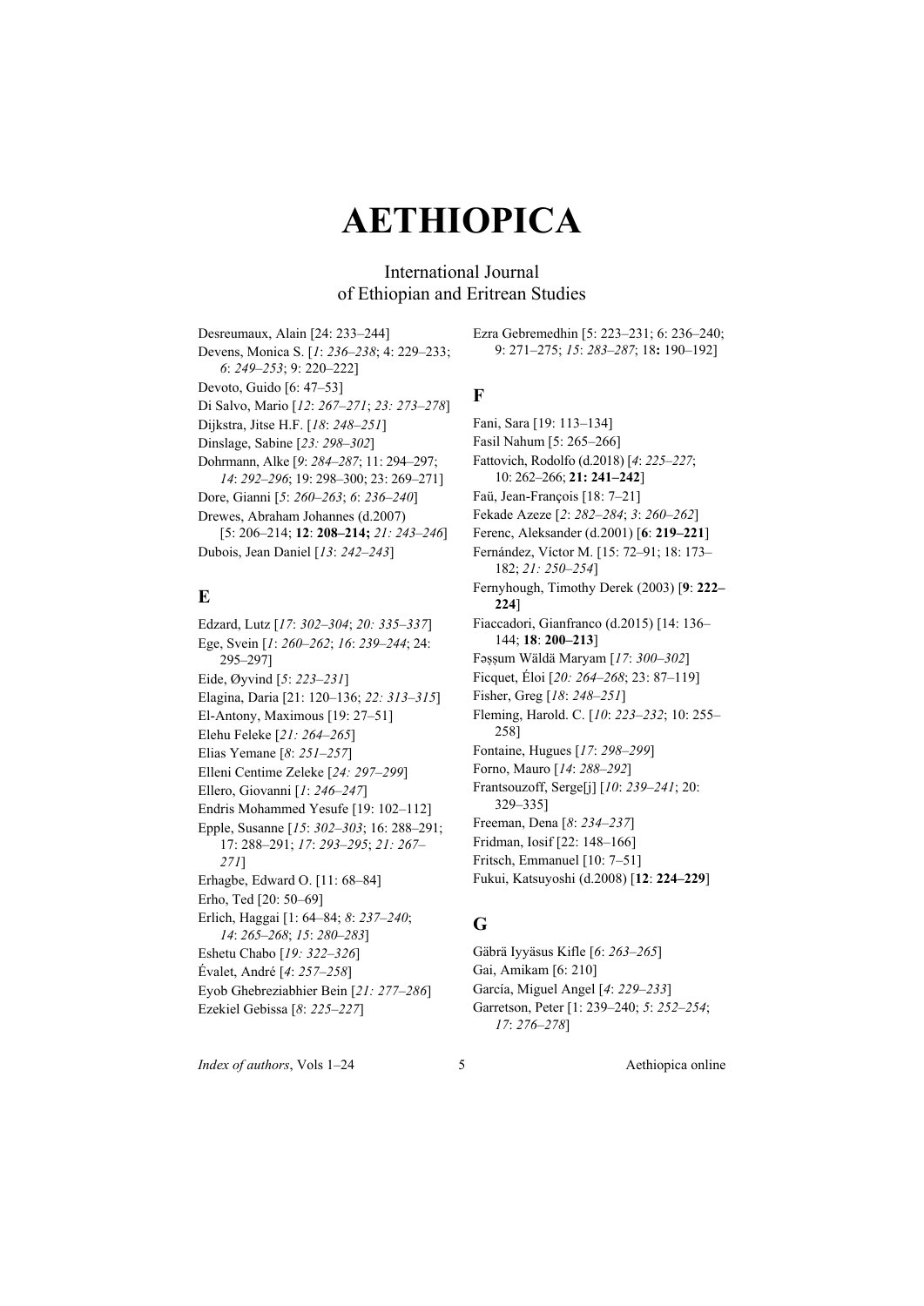# AETHIOPICA

International Journal
of Ethiopian and Eritrean Studies

Desreumaux, Alain [24: 233–244]
Devens, Monica S. [*1*: *236–238*; 4: 229–233; *6*: *249–253*; 9: 220–222]
Devoto, Guido [6: 47–53]
Di Salvo, Mario [*12*: *267–271*; *23: 273–278*]
Dijkstra, Jitse H.F. [*18*: *248–251*]
Dinslage, Sabine [*23: 298–302*]
Dohrmann, Alke [*9*: *284–287*; 11: 294–297; *14*: *292–296*; 19: 298–300; 23: 269–271]
Dore, Gianni [*5*: *260–263*; *6*: *236–240*]
Drewes, Abraham Johannes (d.2007) [5: 206–214; **12**: **208–214;** *21: 243–246*]
Dubois, Jean Daniel [*13*: *242–243*]

## E

Edzard, Lutz [*17*: *302–304*; *20: 335–337*]
Ege, Svein [*1*: *260–262*; *16*: *239–244*; 24: 295–297]
Eide, Øyvind [*5*: *223–231*]
Elagina, Daria [21: 120–136; *22: 313–315*]
El-Antony, Maximous [19: 27–51]
Elehu Feleke [*21: 264–265*]
Elias Yemane [*8*: *251–257*]
Elleni Centime Zeleke [*24: 297–299*]
Ellero, Giovanni [*1*: *246–247*]
Endris Mohammed Yesufe [19: 102–112]
Epple, Susanne [*15*: *302–303*; 16: 288–291; 17: 288–291; *17*: *293–295*; *21: 267–271*]
Erhagbe, Edward O. [11: 68–84]
Erho, Ted [20: 50–69]
Erlich, Haggai [1: 64–84; *8*: *237–240*; *14*: *265–268*; *15*: *280–283*]
Eshetu Chabo [*19: 322–326*]
Évalet, André [*4*: *257–258*]
Eyob Ghebreziabhier Bein [*21: 277–286*]
Ezekiel Gebissa [*8*: *225–227*]
Ezra Gebremedhin [5: 223–231; 6: 236–240; 9: 271–275; *15*: *283–287*; 18**:** 190–192]

## F

Fani, Sara [19: 113–134]
Fasil Nahum [5: 265–266]
Fattovich, Rodolfo (d.2018) [*4*: *225–227*; 10: 262–266; **21: 241–242**]
Faü, Jean-François [18: 7–21]
Fekade Azeze [*2*: *282–284*; *3*: *260–262*]
Ferenc, Aleksander (d.2001) [**6**: **219–221**]
Fernández, Víctor M. [15: 72–91; 18: 173–182; *21: 250–254*]
Fernyhough, Timothy Derek (2003) [**9**: **222–224**]
Fiaccadori, Gianfranco (d.2015) [14: 136–144; **18**: **200–213**]
Fəṣṣum Wäldä Maryam [*17*: *300–302*]
Ficquet, Éloi [*20: 264–268*; 23: 87–119]
Fisher, Greg [*18*: *248–251*]
Fleming, Harold. C. [*10*: *223–232*; 10: 255–258]
Fontaine, Hugues [*17*: *298–299*]
Forno, Mauro [*14*: *288–292*]
Frantsouzoff, Serge[j] [*10*: *239–241*; 20: 329–335]
Freeman, Dena [*8*: *234–237*]
Fridman, Iosif [22: 148–166]
Fritsch, Emmanuel [10: 7–51]
Fukui, Katsuyoshi (d.2008) [**12**: **224–229**]

## G

Gäbrä Iyyäsus Kifle [*6*: *263–265*]
Gai, Amikam [6: 210]
García, Miguel Angel [*4*: *229–233*]
Garretson, Peter [1: 239–240; *5*: *252–254*; *17*: *276–278*]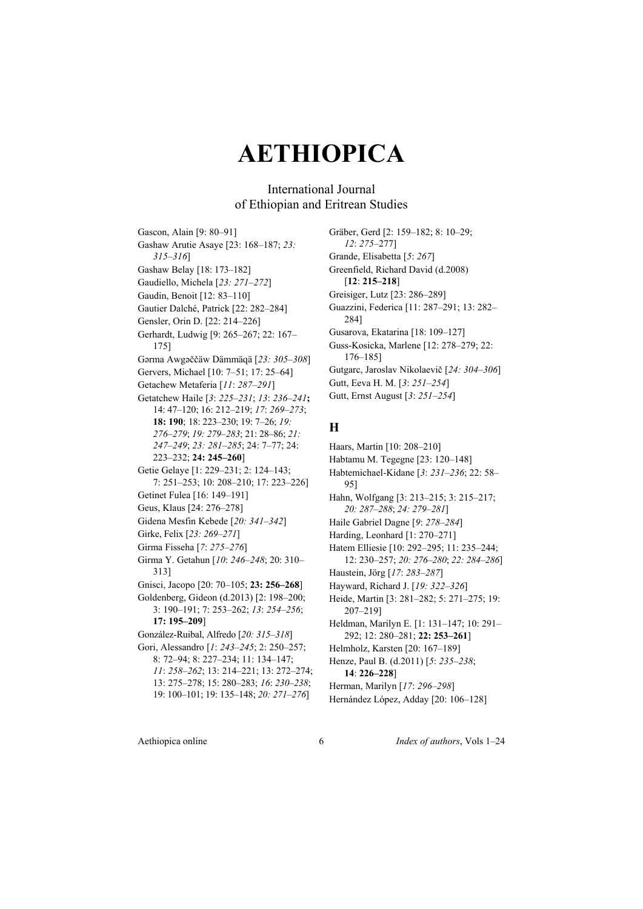# AETHIOPICA

International Journal
of Ethiopian and Eritrean Studies

Gascon, Alain [9: 80–91]
Gashaw Arutie Asaye [23: 168–187; *23: 315–316*]
Gashaw Belay [18: 173–182]
Gaudiello, Michela [*23: 271–272*]
Gaudin, Benoit [12: 83–110]
Gautier Dalché, Patrick [22: 282–284]
Gensler, Orin D. [22: 214–226]
Gerhardt, Ludwig [9: 265–267; 22: 167–175]
Gərma Awgəččäw Dämmäqä [*23: 305–308*]
Gervers, Michael [10: 7–51; 17: 25–64]
Getachew Metaferia [*11*: *287–291*]
Getatchew Haile [*3*: *225–231*; *13*: *236–241*; 14: 47–120; 16: 212–219; *17*: *269–273*; **18: 190**; 18: 223–230; 19: 7–26; *19: 276–279*; *19: 279–283*; 21: 28–86; *21: 247–249*; *23: 281–285*; 24: 7–77; 24: 223–232; **24: 245–260**]
Getie Gelaye [1: 229–231; 2: 124–143; 7: 251–253; 10: 208–210; 17: 223–226]
Getinet Fulea [16: 149–191]
Geus, Klaus [24: 276–278]
Gidena Mesfin Kebede [*20: 341–342*]
Girke, Felix [*23: 269–271*]
Girma Fisseha [*7*: *275–276*]
Girma Y. Getahun [*10*: *246–248*; 20: 310–313]
Gnisci, Jacopo [20: 70–105; **23: 256–268**]
Goldenberg, Gideon (d.2013) [2: 198–200; 3: 190–191; 7: 253–262; *13*: *254–256*; **17: 195–209**]
González-Ruibal, Alfredo [*20: 315–318*]
Gori, Alessandro [*1*: *243–245*; 2: 250–257; 8: 72–94; 8: 227–234; 11: 134–147; *11*: *258–262*; 13: 214–221; 13: 272–274; 13: 275–278; 15: 280–283; *16*: *230–238*; 19: 100–101; 19: 135–148; *20: 271–276*]
Gräber, Gerd [2: 159–182; 8: 10–29; *12*: *275*–277]
Grande, Elisabetta [*5*: *267*]
Greenfield, Richard David (d.2008) [**12**: **215–218**]
Greisiger, Lutz [23: 286–289]
Guazzini, Federica [11: 287–291; 13: 282–284]
Gusarova, Ekatarina [18: 109–127]
Guss-Kosicka, Marlene [12: 278–279; 22: 176–185]
Gutgarc, Jaroslav Nikolaevič [*24: 304–306*]
Gutt, Eeva H. M. [*3*: *251–254*]
Gutt, Ernst August [*3*: *251–254*]

## H

Haars, Martin [10: 208–210]
Habtamu M. Tegegne [23: 120–148]
Habtemichael-Kidane [*3*: *231–236*; 22: 58–95]
Hahn, Wolfgang [3: 213–215; 3: 215–217; *20: 287–288*; *24: 279–281*]
Haile Gabriel Dagne [*9*: *278–284*]
Harding, Leonhard [1: 270–271]
Hatem Elliesie [10: 292–295; 11: 235–244; 12: 230–257; *20: 276–280*; *22: 284–286*]
Haustein, Jörg [*17*: *283–287*]
Hayward, Richard J. [*19: 322–326*]
Heide, Martin [3: 281–282; 5: 271–275; 19: 207–219]
Heldman, Marilyn E. [1: 131–147; 10: 291–292; 12: 280–281; **22: 253–261**]
Helmholz, Karsten [20: 167–189]
Henze, Paul B. (d.2011) [*5*: *235–238*; **14**: **226–228**]
Herman, Marilyn [*17*: *296–298*]
Hernández López, Adday [20: 106–128]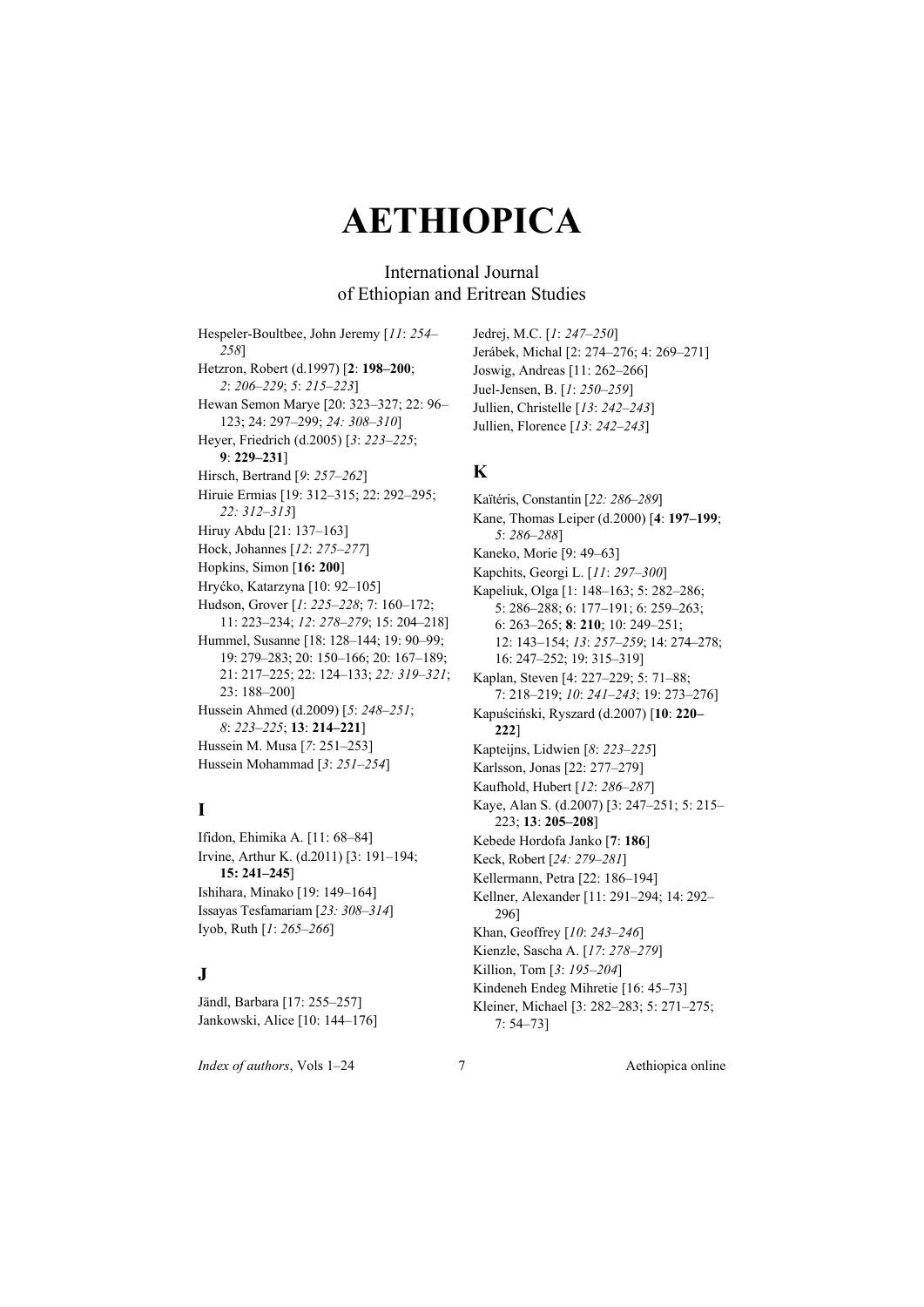# AETHIOPICA

International Journal
of Ethiopian and Eritrean Studies

Hespeler-Boultbee, John Jeremy [*11*: *254–258*]
Hetzron, Robert (d.1997) [**2**: **198–200**; *2*: *206–229*; *5*: *215–223*]
Hewan Semon Marye [20: 323–327; 22: 96–123; 24: 297–299; *24: 308–310*]
Heyer, Friedrich (d.2005) [*3*: *223–225*; **9**: **229–231**]
Hirsch, Bertrand [*9*: *257–262*]
Hiruie Ermias [19: 312–315; 22: 292–295; *22: 312–313*]
Hiruy Abdu [21: 137–163]
Hock, Johannes [*12*: *275–277*]
Hopkins, Simon [**16: 200**]
Hryćko, Katarzyna [10: 92–105]
Hudson, Grover [*1*: *225–228*; 7: 160–172; 11: 223–234; *12*: *278–279*; 15: 204–218]
Hummel, Susanne [18: 128–144; 19: 90–99; 19: 279–283; 20: 150–166; 20: 167–189; 21: 217–225; 22: 124–133; *22: 319–321*; 23: 188–200]
Hussein Ahmed (d.2009) [*5*: *248–251*; *8*: *223–225*; **13**: **214–221**]
Hussein M. Musa [*7*: 251–253]
Hussein Mohammad [*3*: *251–254*]

## I

Ifidon, Ehimika A. [11: 68–84]
Irvine, Arthur K. (d.2011) [3: 191–194; **15: 241–245**]
Ishihara, Minako [19: 149–164]
Issayas Tesfamariam [*23: 308–314*]
Iyob, Ruth [*1*: *265–266*]

## J

Jändl, Barbara [17: 255–257]
Jankowski, Alice [10: 144–176]
Jedrej, M.C. [*1*: *247–250*]
Jerábek, Michal [2: 274–276; 4: 269–271]
Joswig, Andreas [11: 262–266]
Juel-Jensen, B. [*1*: *250–259*]
Jullien, Christelle [*13*: *242–243*]
Jullien, Florence [*13*: *242–243*]

## K

Kaïtéris, Constantin [*22: 286–289*]
Kane, Thomas Leiper (d.2000) [**4**: **197–199**; *5*: *286–288*]
Kaneko, Morie [9: 49–63]
Kapchits, Georgi L. [*11*: *297–300*]
Kapeliuk, Olga [1: 148–163; 5: 282–286; 5: 286–288; 6: 177–191; 6: 259–263; 6: 263–265; **8**: **210**; 10: 249–251; 12: 143–154; *13*: *257–259*; 14: 274–278; 16: 247–252; 19: 315–319]
Kaplan, Steven [4: 227–229; 5: 71–88; 7: 218–219; *10*: *241–243*; 19: 273–276]
Kapuściński, Ryszard (d.2007) [**10**: **220–222**]
Kapteijns, Lidwien [*8*: *223–225*]
Karlsson, Jonas [22: 277–279]
Kaufhold, Hubert [*12*: *286–287*]
Kaye, Alan S. (d.2007) [3: 247–251; 5: 215–223; **13**: **205–208**]
Kebede Hordofa Janko [**7**: **186**]
Keck, Robert [*24: 279–281*]
Kellermann, Petra [22: 186–194]
Kellner, Alexander [11: 291–294; 14: 292–296]
Khan, Geoffrey [*10*: *243–246*]
Kienzle, Sascha A. [*17*: *278–279*]
Killion, Tom [*3*: *195–204*]
Kindeneh Endeg Mihretie [16: 45–73]
Kleiner, Michael [3: 282–283; 5: 271–275; 7: 54–73]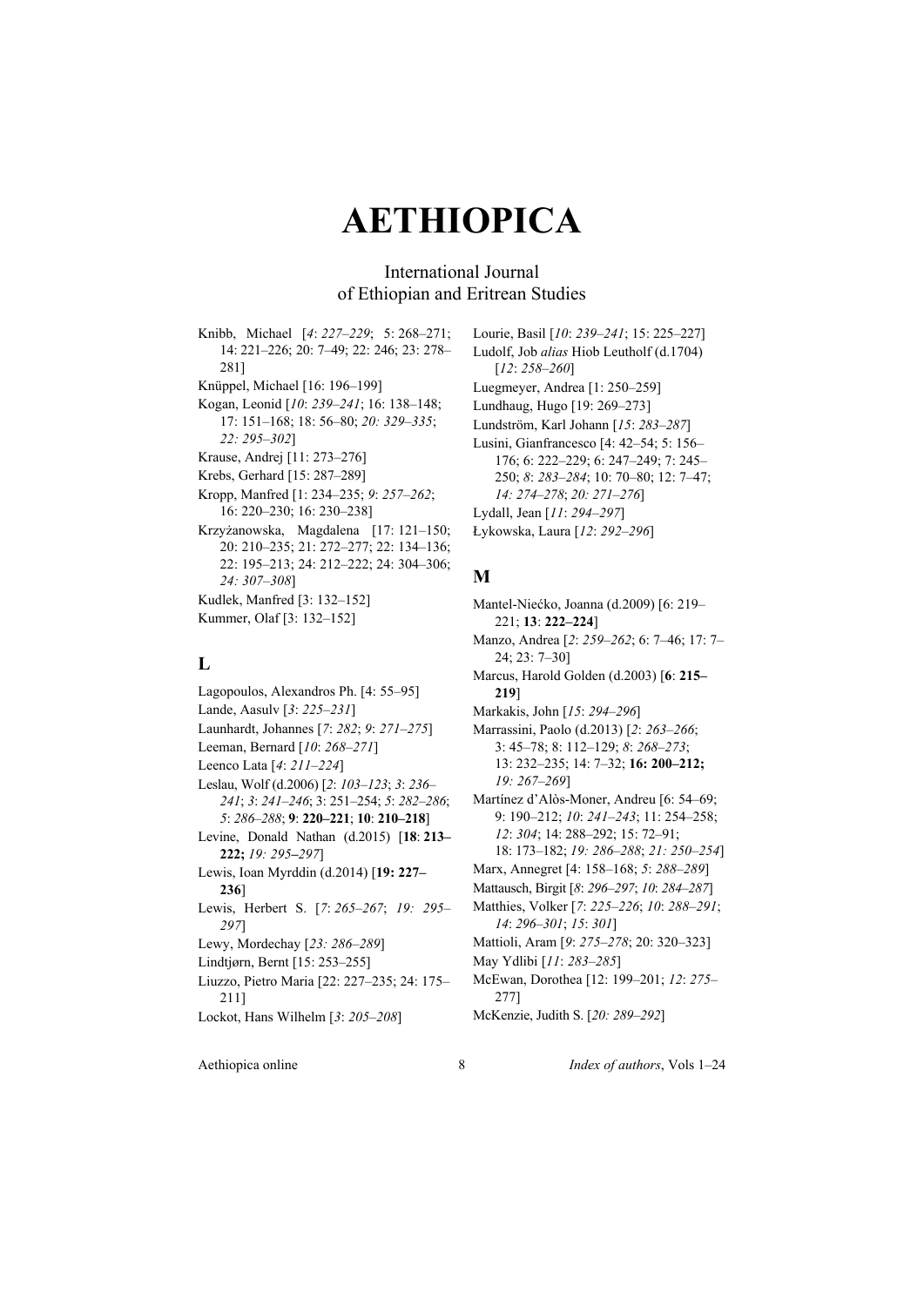# AETHIOPICA

International Journal
of Ethiopian and Eritrean Studies

Knibb, Michael [*4*: *227–229*; 5: 268–271; 14: 221–226; 20: 7–49; 22: 246; 23: 278–281]

Knüppel, Michael [16: 196–199]

Kogan, Leonid [*10*: *239–241*; 16: 138–148; 17: 151–168; 18: 56–80; *20: 329–335*; *22: 295–302*]

Krause, Andrej [11: 273–276]

Krebs, Gerhard [15: 287–289]

Kropp, Manfred [1: 234–235; *9*: *257–262*; 16: 220–230; 16: 230–238]

Krzyżanowska, Magdalena [17: 121–150; 20: 210–235; 21: 272–277; 22: 134–136; 22: 195–213; 24: 212–222; 24: 304–306; *24: 307–308*]

Kudlek, Manfred [3: 132–152]

Kummer, Olaf [3: 132–152]

## L

Lagopoulos, Alexandros Ph. [4: 55–95]

Lande, Aasulv [*3*: *225–231*]

Launhardt, Johannes [*7*: *282*; *9*: *271–275*]

Leeman, Bernard [*10*: *268–271*]

Leenco Lata [*4*: *211–224*]

Leslau, Wolf (d.2006) [*2*: *103–123*; *3*: *236–241*; *3*: *241–246*; 3: 251–254; *5*: *282–286*; *5*: *286–288*; **9**: **220–221**; **10**: **210–218**]

Levine, Donald Nathan (d.2015) [**18**: **213–222;** *19: 295–297*]

Lewis, Ioan Myrddin (d.2014) [**19: 227–236**]

Lewis, Herbert S. [*7*: *265–267*; *19: 295–297*]

Lewy, Mordechay [*23: 286–289*]

Lindtjørn, Bernt [15: 253–255]

Liuzzo, Pietro Maria [22: 227–235; 24: 175–211]

Lockot, Hans Wilhelm [*3*: *205–208*]

Lourie, Basil [*10*: *239–241*; 15: 225–227]

Ludolf, Job *alias* Hiob Leutholf (d.1704) [*12*: *258–260*]

Luegmeyer, Andrea [1: 250–259]

Lundhaug, Hugo [19: 269–273]

Lundström, Karl Johann [*15*: *283–287*]

Lusini, Gianfrancesco [4: 42–54; 5: 156–176; 6: 222–229; 6: 247–249; 7: 245–250; *8*: *283–284*; 10: 70–80; 12: 7–47; *14: 274–278*; *20: 271–276*]

Lydall, Jean [*11*: *294–297*]

Łykowska, Laura [*12*: *292–296*]

## M

Mantel-Niećko, Joanna (d.2009) [6: 219–221; **13**: **222–224**]

Manzo, Andrea [*2*: *259–262*; 6: 7–46; 17: 7–24; 23: 7–30]

Marcus, Harold Golden (d.2003) [**6**: **215–219**]

Markakis, John [*15*: *294–296*]

Marrassini, Paolo (d.2013) [*2*: *263–266*; 3: 45–78; 8: 112–129; *8*: *268–273*; 13: 232–235; 14: 7–32; **16: 200–212;** *19: 267–269*]

Martínez d'Alòs-Moner, Andreu [6: 54–69; 9: 190–212; *10*: *241–243*; 11: 254–258; *12*: *304*; 14: 288–292; 15: 72–91; 18: 173–182; *19: 286–288*; *21: 250–254*]

Marx, Annegret [4: 158–168; *5*: *288–289*]

Mattausch, Birgit [*8*: *296–297*; *10*: *284–287*]

Matthies, Volker [*7*: *225–226*; *10*: *288–291*; *14*: *296–301*; *15*: *301*]

Mattioli, Aram [*9*: *275–278*; 20: 320–323]

May Ydlibi [*11*: *283–285*]

McEwan, Dorothea [12: 199–201; *12*: *275–277*]

McKenzie, Judith S. [*20: 289–292*]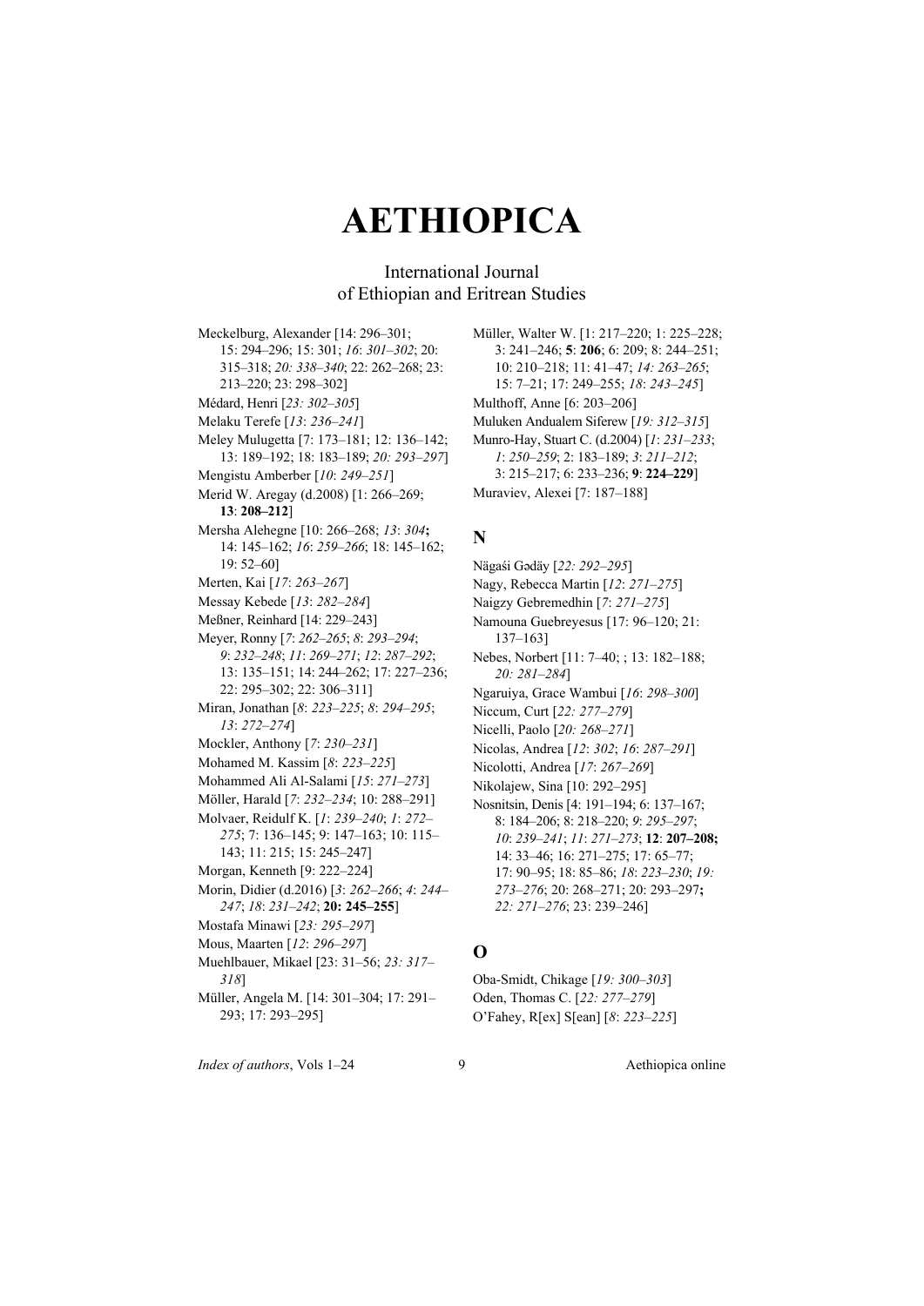# AETHIOPICA

International Journal
of Ethiopian and Eritrean Studies

Meckelburg, Alexander [14: 296–301; 15: 294–296; 15: 301; *16*: *301–302*; 20: 315–318; *20: 338–340*; 22: 262–268; 23: 213–220; 23: 298–302]

Médard, Henri [*23: 302–305*]

Melaku Terefe [*13*: *236–241*]

Meley Mulugetta [7: 173–181; 12: 136–142; 13: 189–192; 18: 183–189; *20: 293–297*]

Mengistu Amberber [*10*: *249–251*]

Merid W. Aregay (d.2008) [1: 266–269; **13**: **208–212**]

Mersha Alehegne [10: 266–268; *13*: *304***;** 14: 145–162; *16*: *259–266*; 18: 145–162; 19: 52–60]

Merten, Kai [*17*: *263–267*]

Messay Kebede [*13*: *282–284*]

Meßner, Reinhard [14: 229–243]

Meyer, Ronny [*7*: *262–265*; *8*: *293–294*; *9*: *232–248*; *11*: *269–271*; *12*: *287–292*; 13: 135–151; 14: 244–262; 17: 227–236; 22: 295–302; 22: 306–311]

Miran, Jonathan [*8*: *223–225*; *8*: *294–295*; *13*: *272–274*]

Mockler, Anthony [*7*: *230–231*]

Mohamed M. Kassim [*8*: *223–225*]

Mohammed Ali Al-Salami [*15*: *271–273*]

Möller, Harald [*7*: *232–234*; 10: 288–291]

Molvaer, Reidulf K. [*1*: *239–240*; *1*: *272–275*; 7: 136–145; 9: 147–163; 10: 115–143; 11: 215; 15: 245–247]

Morgan, Kenneth [9: 222–224]

Morin, Didier (d.2016) [*3*: *262–266*; *4*: *244–247*; *18*: *231–242*; **20: 245–255**]

Mostafa Minawi [*23: 295–297*]

Mous, Maarten [*12*: *296–297*]

Muehlbauer, Mikael [23: 31–56; *23: 317–318*]

Müller, Angela M. [14: 301–304; 17: 291–293; 17: 293–295]

Müller, Walter W. [1: 217–220; 1: 225–228; 3: 241–246; **5**: **206**; 6: 209; 8: 244–251; 10: 210–218; 11: 41–47; *14: 263–265*; 15: 7–21; 17: 249–255; *18*: *243–245*]

Multhoff, Anne [6: 203–206]

Muluken Andualem Siferew [*19: 312–315*]

Munro-Hay, Stuart C. (d.2004) [*1*: *231–233*; *1*: *250–259*; 2: 183–189; *3*: *211–212*; 3: 215–217; 6: 233–236; **9**: **224–229**]

Muraviev, Alexei [7: 187–188]

## N

Nägaśi Gədäy [*22: 292–295*]

Nagy, Rebecca Martin [*12*: *271–275*]

Naigzy Gebremedhin [*7*: *271–275*]

Namouna Guebreyesus [17: 96–120; 21: 137–163]

Nebes, Norbert [11: 7–40; ; 13: 182–188; *20: 281–284*]

Ngaruiya, Grace Wambui [*16*: *298–300*]

Niccum, Curt [*22: 277–279*]

Nicelli, Paolo [*20: 268–271*]

Nicolas, Andrea [*12*: *302*; *16*: *287–291*]

Nicolotti, Andrea [*17*: *267–269*]

Nikolajew, Sina [10: 292–295]

Nosnitsin, Denis [4: 191–194; 6: 137–167; 8: 184–206; 8: 218–220; *9*: *295–297*; *10*: *239–241*; *11*: *271–273*; **12**: **207–208;** 14: 33–46; 16: 271–275; 17: 65–77; 17: 90–95; 18: 85–86; *18*: *223–230*; *19: 273–276*; 20: 268–271; 20: 293–297**;** *22: 271–276*; 23: 239–246]

## O

Oba-Smidt, Chikage [*19: 300–303*]

Oden, Thomas C. [*22: 277–279*]

O'Fahey, R[ex] S[ean] [*8*: *223–225*]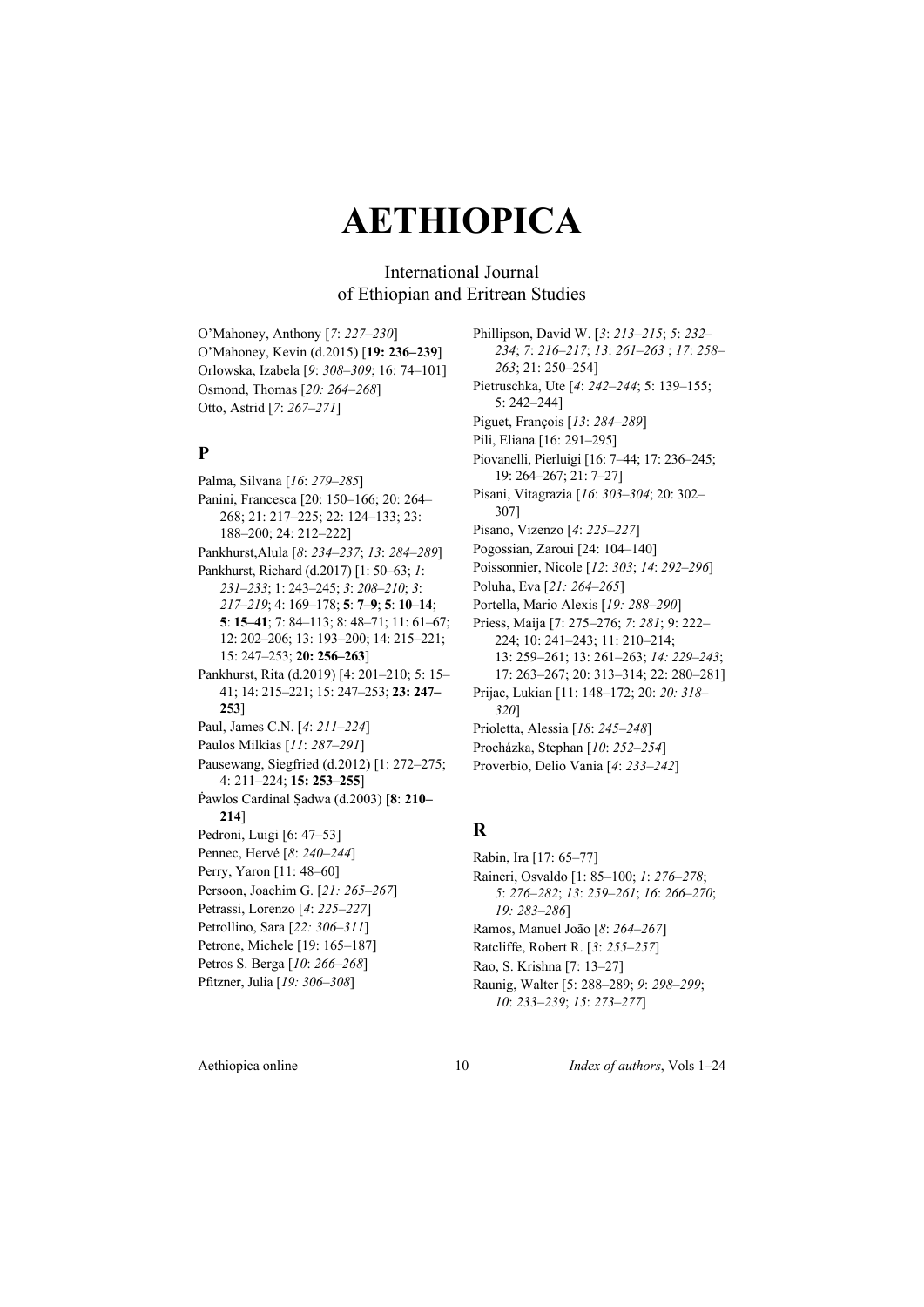# AETHIOPICA

International Journal
of Ethiopian and Eritrean Studies

O'Mahoney, Anthony [*7*: *227–230*]
O'Mahoney, Kevin (d.2015) [**19: 236–239**]
Orlowska, Izabela [*9*: *308–309*; 16: 74–101]
Osmond, Thomas [*20: 264–268*]
Otto, Astrid [*7*: *267–271*]

## P

Palma, Silvana [*16*: *279–285*]
Panini, Francesca [20: 150–166; 20: 264–268; 21: 217–225; 22: 124–133; 23: 188–200; 24: 212–222]
Pankhurst,Alula [*8*: *234–237*; *13*: *284–289*]
Pankhurst, Richard (d.2017) [1: 50–63; *1*: *231–233*; 1: 243–245; *3*: *208–210*; *3*: *217–219*; 4: 169–178; **5**: **7–9**; **5**: **10–14**; **5**: **15–41**; 7: 84–113; 8: 48–71; 11: 61–67; 12: 202–206; 13: 193–200; 14: 215–221; 15: 247–253; **20: 256–263**]
Pankhurst, Rita (d.2019) [4: 201–210; 5: 15–41; 14: 215–221; 15: 247–253; **23: 247–253**]
Paul, James C.N. [*4*: *211–224*]
Paulos Milkias [*11*: *287–291*]
Pausewang, Siegfried (d.2012) [1: 272–275; 4: 211–224; **15: 253–255**]
P̣awlos Cardinal Ṣadwa (d.2003) [**8**: **210–214**]
Pedroni, Luigi [6: 47–53]
Pennec, Hervé [*8*: *240–244*]
Perry, Yaron [11: 48–60]
Persoon, Joachim G. [*21: 265–267*]
Petrassi, Lorenzo [*4*: *225–227*]
Petrollino, Sara [*22: 306–311*]
Petrone, Michele [19: 165–187]
Petros S. Berga [*10*: *266–268*]
Pfitzner, Julia [*19: 306–308*]
Phillipson, David W. [*3*: *213–215*; *5*: *232–234*; *7*: *216–217*; *13*: *261–263* ; *17*: *258–263*; 21: 250–254]
Pietruschka, Ute [*4*: *242–244*; 5: 139–155; 5: 242–244]
Piguet, François [*13*: *284–289*]
Pili, Eliana [16: 291–295]
Piovanelli, Pierluigi [16: 7–44; 17: 236–245; 19: 264–267; 21: 7–27]
Pisani, Vitagrazia [*16*: *303–304*; 20: 302–307]
Pisano, Vizenzo [*4*: *225–227*]
Pogossian, Zaroui [24: 104–140]
Poissonnier, Nicole [*12*: *303*; *14*: *292–296*]
Poluha, Eva [*21: 264–265*]
Portella, Mario Alexis [*19: 288–290*]
Priess, Maija [7: 275–276; *7*: *281*; 9: 222–224; 10: 241–243; 11: 210–214; 13: 259–261; 13: 261–263; *14: 229–243*; 17: 263–267; 20: 313–314; 22: 280–281]
Prijac, Lukian [11: 148–172; 20: *20: 318–320*]
Prioletta, Alessia [*18*: *245–248*]
Procházka, Stephan [*10*: *252–254*]
Proverbio, Delio Vania [*4*: *233–242*]

## R

Rabin, Ira [17: 65–77]
Raineri, Osvaldo [1: 85–100; *1*: *276–278*; *5*: *276–282*; *13*: *259–261*; *16*: *266–270*; *19: 283–286*]
Ramos, Manuel João [*8*: *264–267*]
Ratcliffe, Robert R. [*3*: *255–257*]
Rao, S. Krishna [7: 13–27]
Raunig, Walter [5: 288–289; *9*: *298–299*; *10*: *233–239*; *15*: *273–277*]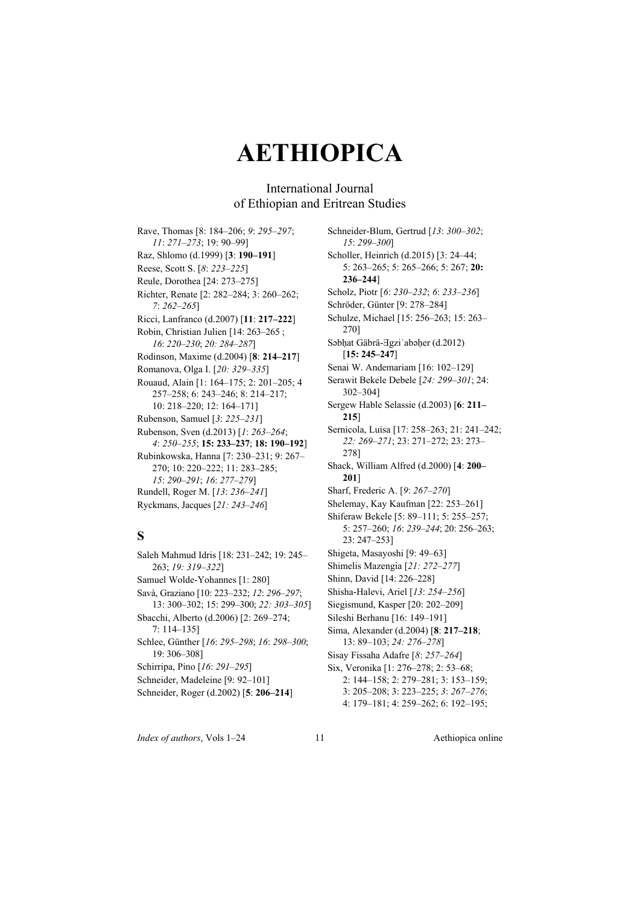# AETHIOPICA

International Journal
of Ethiopian and Eritrean Studies

Rave, Thomas [8: 184–206; *9*: *295–297*; *11*: *271–273*; 19: 90–99]

Raz, Shlomo (d.1999) [**3**: **190–191**]

Reese, Scott S. [*8*: *223–225*]

Reule, Dorothea [24: 273–275]

Richter, Renate [2: 282–284; 3: 260–262; *7*: *262–265*]

Ricci, Lanfranco (d.2007) [**11**: **217–222**]

Robin, Christian Julien [14: 263–265 ; *16*: *220–230*; *20: 284–287*]

Rodinson, Maxime (d.2004) [**8**: **214–217**]

Romanova, Olga I. [*20: 329–335*]

Rouaud, Alain [1: 164–175; 2: 201–205; 4 257–258; 6: 243–246; 8: 214–217; 10: 218–220; 12: 164–171]

Rubenson, Samuel [*3*: *225–231*]

Rubenson, Sven (d.2013) [*1*: *263–264*; *4*: *250–255*; **15: 233–237**; **18: 190–192**]

Rubinkowska, Hanna [7: 230–231; 9: 267–270; 10: 220–222; 11: 283–285; *15*: *290–291*; *16*: *277–279*]

Rundell, Roger M. [*13*: *236–241*]

Ryckmans, Jacques [*21: 243–246*]

## S

Saleh Mahmud Idris [18: 231–242; 19: 245–263; *19: 319–322*]

Samuel Wolde-Yohannes [1: 280]

Savà, Graziano [10: 223–232; *12*: *296–297*; 13: 300–302; 15: 299–300; *22: 303–305*]

Sbacchi, Alberto (d.2006) [2: 269–274; 7: 114–135]

Schlee, Günther [*16*: *295–298*; *16*: *298–300*; 19: 306–308]

Schirripa, Pino [*16*: *291–295*]

Schneider, Madeleine [9: 92–101]

Schneider, Roger (d.2002) [**5**: **206–214**]

Schneider-Blum, Gertrud [*13*: *300–302*; *15*: *299–300*]

Scholler, Heinrich (d.2015) [3: 24–44; 5: 263–265; 5: 265–266; 5: 267; **20: 236–244**]

Scholz, Piotr [*6*: *230–232*; *6*: *233–236*]

Schröder, Günter [9: 278–284]

Schulze, Michael [15: 256–263; 15: 263–270]

Səbḥat Gäbrä-Ǝgziʾabəḥer (d.2012) [**15: 245–247**]

Senai W. Andemariam [16: 102–129]

Serawit Bekele Debele [*24: 299–301*; 24: 302–304]

Sergew Hable Selassie (d.2003) [**6**: **211–215**]

Sernicola, Luisa [17: 258–263; 21: 241–242; *22: 269–271*; 23: 271–272; 23: 273–278]

Shack, William Alfred (d.2000) [**4**: **200–201**]

Sharf, Frederic A. [*9*: *267–270*]

Shelemay, Kay Kaufman [22: 253–261]

Shiferaw Bekele [5: 89–111; 5: 255–257; 5: 257–260; *16*: *239–244*; 20: 256–263; 23: 247–253]

Shigeta, Masayoshi [9: 49–63]

Shimelis Mazengia [*21: 272–277*]

Shinn, David [14: 226–228]

Shisha-Halevi, Ariel [*13*: *254–256*]

Siegismund, Kasper [20: 202–209]

Sileshi Berhanu [16: 149–191]

Sima, Alexander (d.2004) [**8**: **217–218**; 13: 89–103; *24: 276–278*]

Sisay Fissaha Adafre [*8*: *257–264*]

Six, Veronika [1: 276–278; 2: 53–68; 2: 144–158; 2: 279–281; 3: 153–159; 3: 205–208; 3: 223–225; *3*: *267–276*; 4: 179–181; 4: 259–262; 6: 192–195;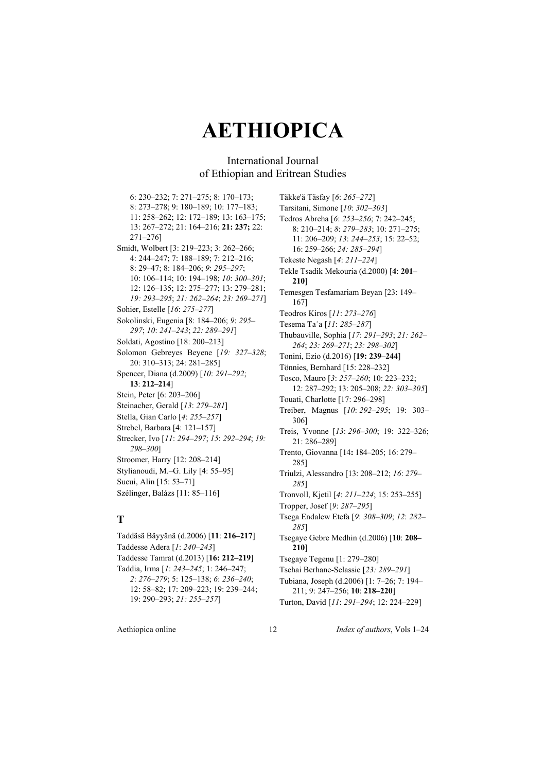6: 230–232; 7: 271–275; 8: 170–173; 8: 273–278; 9: 180–189; 10: 177–183; 11: 258–262; 12: 172–189; 13: 163–175; 13: 267–272; 21: 164–216; **21: 237;** 22: 271–276]

Smidt, Wolbert [3: 219–223; 3: 262–266; 4: 244–247; 7: 188–189; 7: 212–216; 8: 29–47; 8: 184–206; *9*: *295–297*; 10: 106–114; 10: 194–198; *10*: *300–301*; 12: 126–135; 12: 275–277; 13: 279–281; *19: 293–295*; *21: 262–264*; *23: 269–271*]

Sohier, Estelle [*16*: *275–277*]

Sokolinski, Eugenia [8: 184–206; *9*: *295–297*; *10*: *241–243*; *22: 289–291*]

Soldati, Agostino [18: 200–213]

Solomon Gebreyes Beyene [*19: 327–328*; 20: 310–313; 24: 281–285]

Spencer, Diana (d.2009) [*10*: *291–292*; **13**: **212–214**]

Stein, Peter [6: 203–206]

Steinacher, Gerald [*13*: *279–281*]

Stella, Gian Carlo [*4*: *255–257*]

Strebel, Barbara [4: 121–157]

Strecker, Ivo [*11*: *294–297*; *15*: *292–294*; *19: 298–300*]

Stroomer, Harry [12: 208–214]

Stylianoudi, M.–G. Lily [4: 55–95]

Sucui, Alin [15: 53–71]

Szélinger, Balázs [11: 85–116]

## T

Taddäsä Bäyyänä (d.2006) [**11**: **216–217**]

Taddesse Adera [*1*: *240–243*]

Taddesse Tamrat (d.2013) [**16: 212–219**]

Taddia, Irma [*1*: *243–245*; 1: 246–247; *2*: *276–279*; 5: 125–138; *6*: *236–240*; 12: 58–82; 17: 209–223; 19: 239–244; 19: 290–293; *21: 255–257*]

Täkke'ä Täsfay [*6*: *265–272*]

Tarsitani, Simone [*10*: *302–303*]

Tedros Abreha [*6*: *253–256*; 7: 242–245; 8: 210–214; *8*: *279–283*; 10: 271–275; 11: 206–209; *13*: *244–253*; 15: 22–52; 16: 259–266; *24: 285–294*]

Tekeste Negash [*4*: *211–224*]

Tekle Tsadik Mekouria (d.2000) [**4**: **201–210**]

Temesgen Tesfamariam Beyan [23: 149–167]

Teodros Kiros [*11*: *273–276*]

Tesema Taʿa [*11*: *285–287*]

Thubauville, Sophia [*17*: *291–293*; *21: 262–264*; *23: 269–271*; *23: 298–302*]

Tonini, Ezio (d.2016) [**19: 239–244**]

Tönnies, Bernhard [15: 228–232]

Tosco, Mauro [*3*: *257–260*; 10: 223–232; 12: 287–292; 13: 205–208; *22: 303–305*]

Touati, Charlotte [17: 296–298]

Treiber, Magnus [*10*: *292–295*; 19: 303–306]

Treis, Yvonne [*13*: *296–300*; 19: 322–326; 21: 286–289]

Trento, Giovanna [14**:** 184–205; 16: 279–285]

Triulzi, Alessandro [13: 208–212; *16*: *279–285*]

Tronvoll, Kjetil [*4*: *211–224*; 15: 253–255]

Tropper, Josef [*9*: *287–295*]

Tsega Endalew Etefa [*9*: *308–309*; *12*: *282–285*]

Tsegaye Gebre Medhin (d.2006) [**10**: **208–210**]

Tsegaye Tegenu [1: 279–280]

Tsehai Berhane-Selassie [*23: 289–291*]

Tubiana, Joseph (d.2006) [1: 7–26; 7: 194–211; 9: 247–256; **10**: **218–220**]

Turton, David [*11*: *291–294*; 12: 224–229]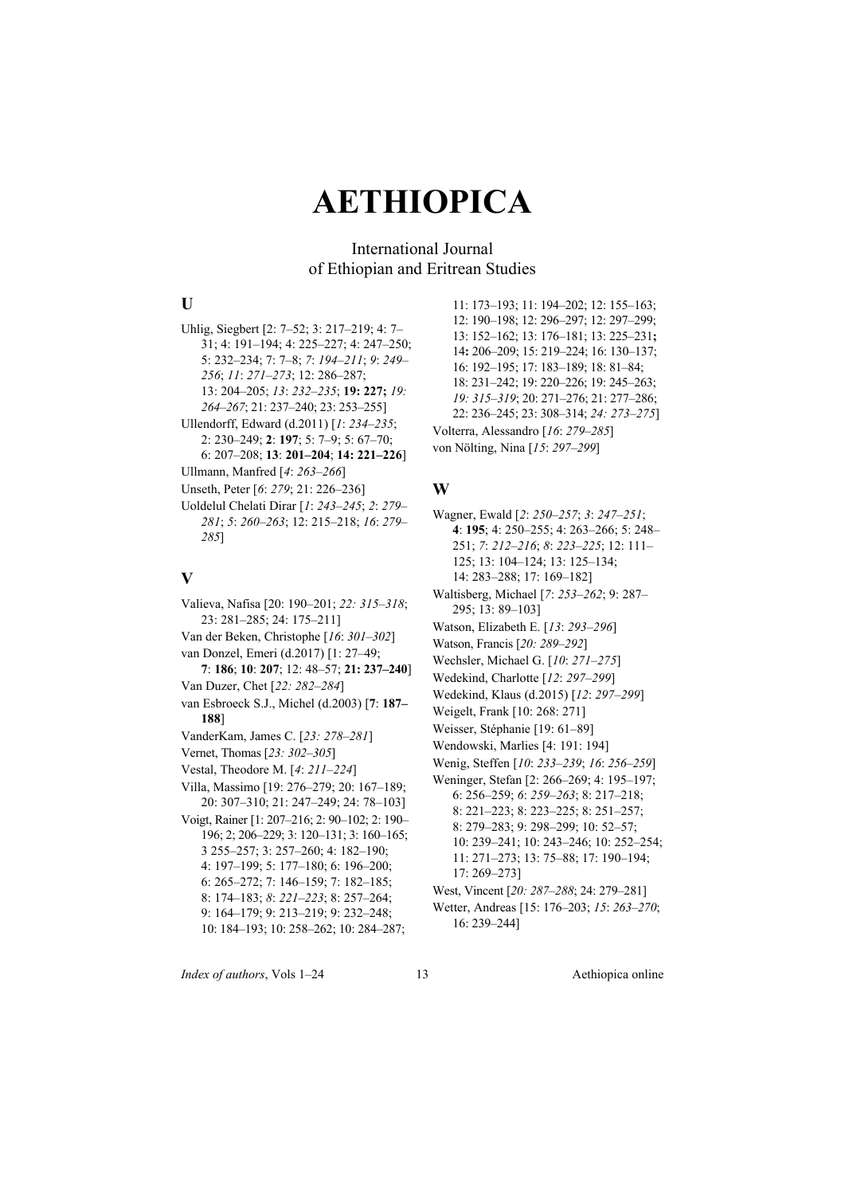# AETHIOPICA

International Journal
of Ethiopian and Eritrean Studies

## U

Uhlig, Siegbert [2: 7–52; 3: 217–219; 4: 7–31; 4: 191–194; 4: 225–227; 4: 247–250; 5: 232–234; 7: 7–8; *7: 194–211*; *9: 249–256*; *11: 271–273*; 12: 286–287; 13: 204–205; *13: 232–235*; **19: 227;** *19: 264–267*; 21: 237–240; 23: 253–255]

Ullendorff, Edward (d.2011) [*1: 234–235*; 2: 230–249; **2**: **197**; 5: 7–9; 5: 67–70; 6: 207–208; **13**: **201–204**; **14: 221–226**]

Ullmann, Manfred [*4*: *263–266*]

Unseth, Peter [*6*: *279*; 21: 226–236]

Uoldelul Chelati Dirar [*1*: *243–245*; *2*: *279–281*; *5*: *260–263*; 12: 215–218; *16*: *279–285*]

## V

Valieva, Nafisa [20: 190–201; *22: 315–318*; 23: 281–285; 24: 175–211]

Van der Beken, Christophe [*16*: *301–302*]

van Donzel, Emeri (d.2017) [1: 27–49; **7**: **186**; **10**: **207**; 12: 48–57; **21: 237–240**]

Van Duzer, Chet [*22: 282–284*]

van Esbroeck S.J., Michel (d.2003) [**7**: **187–188**]

VanderKam, James C. [*23: 278–281*]

Vernet, Thomas [*23: 302–305*]

Vestal, Theodore M. [*4*: *211–224*]

Villa, Massimo [19: 276–279; 20: 167–189; 20: 307–310; 21: 247–249; 24: 78–103]

Voigt, Rainer [1: 207–216; 2: 90–102; 2: 190–196; 2; 206–229; 3: 120–131; 3: 160–165; 3 255–257; 3: 257–260; 4: 182–190; 4: 197–199; 5: 177–180; 6: 196–200; 6: 265–272; 7: 146–159; 7: 182–185; 8: 174–183; *8*: *221–223*; 8: 257–264; 9: 164–179; 9: 213–219; 9: 232–248; 10: 184–193; 10: 258–262; 10: 284–287; 11: 173–193; 11: 194–202; 12: 155–163; 12: 190–198; 12: 296–297; 12: 297–299; 13: 152–162; 13: 176–181; 13: 225–231**;** 14**:** 206–209; 15: 219–224; 16: 130–137; 16: 192–195; 17: 183–189; 18: 81–84; 18: 231–242; 19: 220–226; 19: 245–263; *19: 315–319*; 20: 271–276; 21: 277–286; 22: 236–245; 23: 308–314; *24: 273–275*]

Volterra, Alessandro [*16*: *279–285*]

von Nölting, Nina [*15*: *297–299*]

## W

Wagner, Ewald [*2*: *250–257*; *3*: *247–251*; **4**: **195**; 4: 250–255; 4: 263–266; 5: 248–251; *7*: *212–216*; *8*: *223–225*; 12: 111–125; 13: 104–124; 13: 125–134; 14: 283–288; 17: 169–182]

Waltisberg, Michael [*7*: *253–262*; 9: 287–295; 13: 89–103]

Watson, Elizabeth E. [*13*: *293–296*]

Watson, Francis [*20: 289–292*]

Wechsler, Michael G. [*10*: *271–275*]

Wedekind, Charlotte [*12*: *297–299*]

Wedekind, Klaus (d.2015) [*12*: *297–299*]

Weigelt, Frank [10: 268: 271]

Weisser, Stéphanie [19: 61–89]

Wendowski, Marlies [4: 191: 194]

Wenig, Steffen [*10*: *233–239*; *16*: *256–259*]

Weninger, Stefan [2: 266–269; 4: 195–197; 6: 256–259; *6*: *259–263*; 8: 217–218; 8: 221–223; 8: 223–225; 8: 251–257; 8: 279–283; 9: 298–299; 10: 52–57; 10: 239–241; 10: 243–246; 10: 252–254; 11: 271–273; 13: 75–88; 17: 190–194; 17: 269–273]

West, Vincent [*20: 287–288*; 24: 279–281]

Wetter, Andreas [15: 176–203; *15*: *263–270*; 16: 239–244]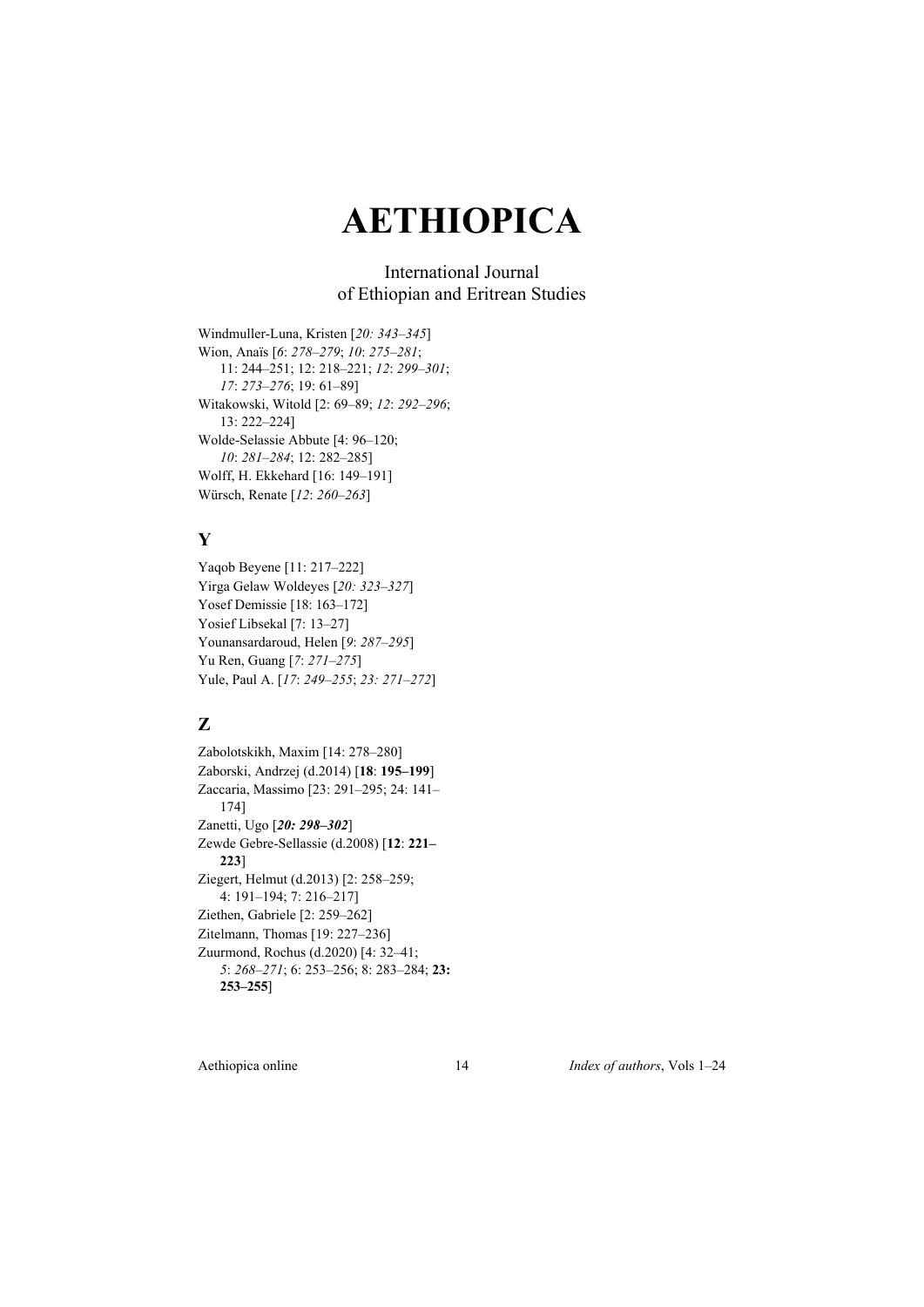# AETHIOPICA

International Journal
of Ethiopian and Eritrean Studies

Windmuller-Luna, Kristen [*20: 343–345*]
Wion, Anaïs [*6*: *278–279*; *10*: *275–281*; 11: 244–251; 12: 218–221; *12*: *299–301*; *17*: *273–276*; 19: 61–89]
Witakowski, Witold [2: 69–89; *12*: *292–296*; 13: 222–224]
Wolde-Selassie Abbute [4: 96–120; *10*: *281–284*; 12: 282–285]
Wolff, H. Ekkehard [16: 149–191]
Würsch, Renate [*12*: *260–263*]

## Y

Yaqob Beyene [11: 217–222]
Yirga Gelaw Woldeyes [*20: 323–327*]
Yosef Demissie [18: 163–172]
Yosief Libsekal [7: 13–27]
Younansardaroud, Helen [*9*: *287–295*]
Yu Ren, Guang [*7*: *271–275*]
Yule, Paul A. [*17*: *249–255*; *23: 271–272*]

## Z

Zabolotskikh, Maxim [14: 278–280]
Zaborski, Andrzej (d.2014) [**18**: **195–199**]
Zaccaria, Massimo [23: 291–295; 24: 141–174]
Zanetti, Ugo [***20: 298–302***]
Zewde Gebre-Sellassie (d.2008) [**12**: **221–223**]
Ziegert, Helmut (d.2013) [2: 258–259; 4: 191–194; 7: 216–217]
Ziethen, Gabriele [2: 259–262]
Zitelmann, Thomas [19: 227–236]
Zuurmond, Rochus (d.2020) [4: 32–41; *5*: *268–271*; 6: 253–256; 8: 283–284; **23: 253–255**]